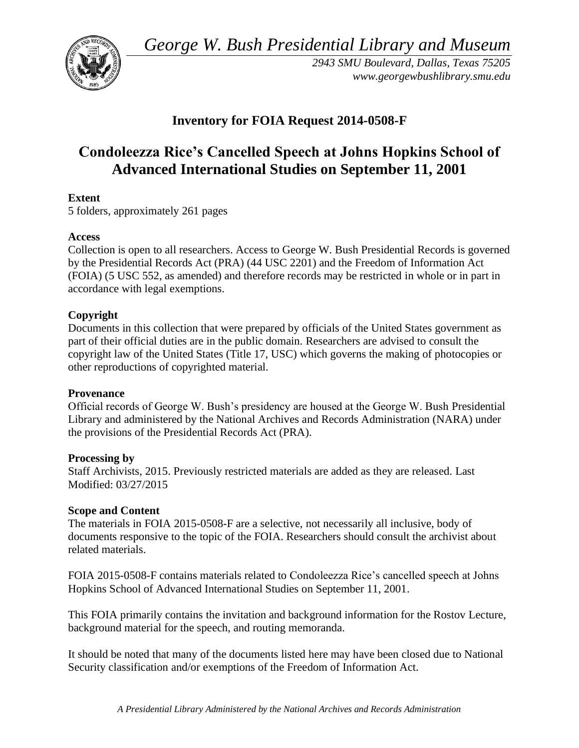*George W. Bush Presidential Library and Museum*

*2943 SMU Boulevard, Dallas, Texas 75205*
*www.georgewbushlibrary.smu.edu*

## Inventory for FOIA Request 2014-0508-F

# Condoleezza Rice's Cancelled Speech at Johns Hopkins School of Advanced International Studies on September 11, 2001

**Extent**
5 folders, approximately 261 pages

**Access**
Collection is open to all researchers. Access to George W. Bush Presidential Records is governed by the Presidential Records Act (PRA) (44 USC 2201) and the Freedom of Information Act (FOIA) (5 USC 552, as amended) and therefore records may be restricted in whole or in part in accordance with legal exemptions.

**Copyright**
Documents in this collection that were prepared by officials of the United States government as part of their official duties are in the public domain. Researchers are advised to consult the copyright law of the United States (Title 17, USC) which governs the making of photocopies or other reproductions of copyrighted material.

**Provenance**
Official records of George W. Bush's presidency are housed at the George W. Bush Presidential Library and administered by the National Archives and Records Administration (NARA) under the provisions of the Presidential Records Act (PRA).

**Processing by**
Staff Archivists, 2015. Previously restricted materials are added as they are released. Last Modified: 03/27/2015

**Scope and Content**
The materials in FOIA 2015-0508-F are a selective, not necessarily all inclusive, body of documents responsive to the topic of the FOIA. Researchers should consult the archivist about related materials.

FOIA 2015-0508-F contains materials related to Condoleezza Rice's cancelled speech at Johns Hopkins School of Advanced International Studies on September 11, 2001.

This FOIA primarily contains the invitation and background information for the Rostov Lecture, background material for the speech, and routing memoranda.

It should be noted that many of the documents listed here may have been closed due to National Security classification and/or exemptions of the Freedom of Information Act.

*A Presidential Library Administered by the National Archives and Records Administration*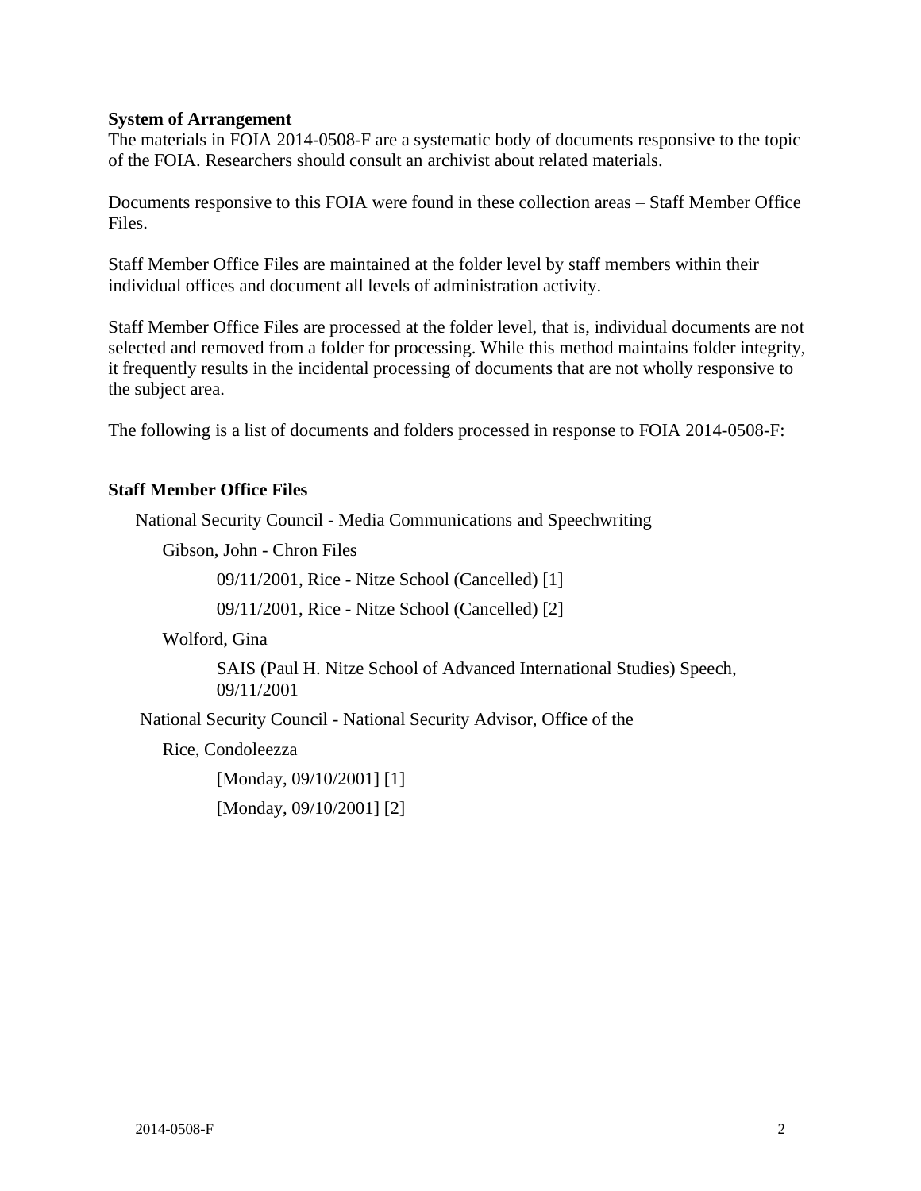**System of Arrangement**

The materials in FOIA 2014-0508-F are a systematic body of documents responsive to the topic of the FOIA. Researchers should consult an archivist about related materials.

Documents responsive to this FOIA were found in these collection areas – Staff Member Office Files.

Staff Member Office Files are maintained at the folder level by staff members within their individual offices and document all levels of administration activity.

Staff Member Office Files are processed at the folder level, that is, individual documents are not selected and removed from a folder for processing. While this method maintains folder integrity, it frequently results in the incidental processing of documents that are not wholly responsive to the subject area.

The following is a list of documents and folders processed in response to FOIA 2014-0508-F:

**Staff Member Office Files**

- National Security Council - Media Communications and Speechwriting
  - Gibson, John - Chron Files
    - 09/11/2001, Rice - Nitze School (Cancelled) [1]
    - 09/11/2001, Rice - Nitze School (Cancelled) [2]
  - Wolford, Gina
    - SAIS (Paul H. Nitze School of Advanced International Studies) Speech, 09/11/2001
- National Security Council - National Security Advisor, Office of the
  - Rice, Condoleezza
    - [Monday, 09/10/2001] [1]
    - [Monday, 09/10/2001] [2]